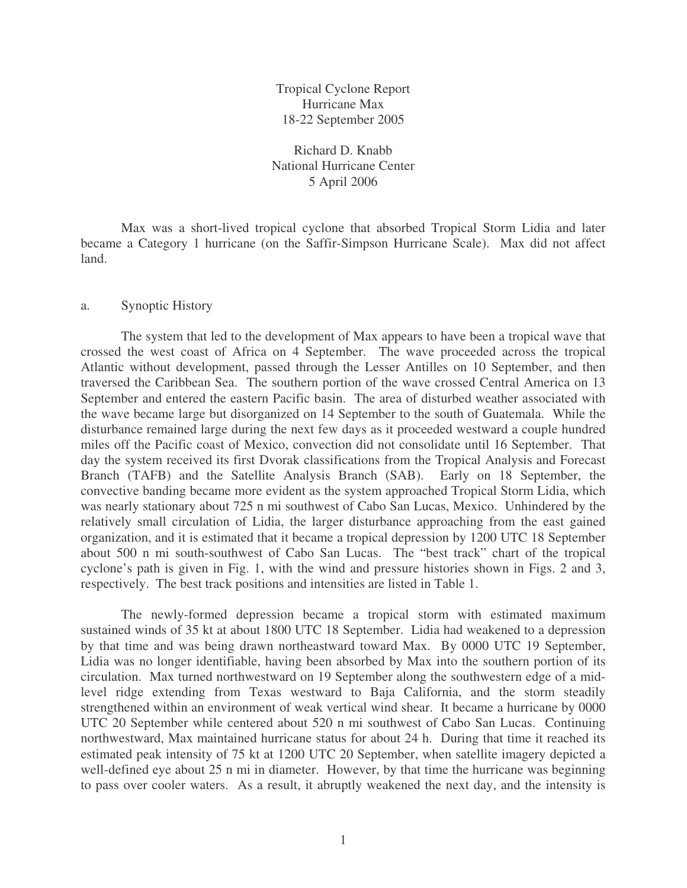# Tropical Cyclone Report
## Hurricane Max
### 18-22 September 2005

Richard D. Knabb
National Hurricane Center
5 April 2006

Max was a short-lived tropical cyclone that absorbed Tropical Storm Lidia and later became a Category 1 hurricane (on the Saffir-Simpson Hurricane Scale). Max did not affect land.

## a. Synoptic History

The system that led to the development of Max appears to have been a tropical wave that crossed the west coast of Africa on 4 September. The wave proceeded across the tropical Atlantic without development, passed through the Lesser Antilles on 10 September, and then traversed the Caribbean Sea. The southern portion of the wave crossed Central America on 13 September and entered the eastern Pacific basin. The area of disturbed weather associated with the wave became large but disorganized on 14 September to the south of Guatemala. While the disturbance remained large during the next few days as it proceeded westward a couple hundred miles off the Pacific coast of Mexico, convection did not consolidate until 16 September. That day the system received its first Dvorak classifications from the Tropical Analysis and Forecast Branch (TAFB) and the Satellite Analysis Branch (SAB). Early on 18 September, the convective banding became more evident as the system approached Tropical Storm Lidia, which was nearly stationary about 725 n mi southwest of Cabo San Lucas, Mexico. Unhindered by the relatively small circulation of Lidia, the larger disturbance approaching from the east gained organization, and it is estimated that it became a tropical depression by 1200 UTC 18 September about 500 n mi south-southwest of Cabo San Lucas. The "best track" chart of the tropical cyclone's path is given in Fig. 1, with the wind and pressure histories shown in Figs. 2 and 3, respectively. The best track positions and intensities are listed in Table 1.

The newly-formed depression became a tropical storm with estimated maximum sustained winds of 35 kt at about 1800 UTC 18 September. Lidia had weakened to a depression by that time and was being drawn northeastward toward Max. By 0000 UTC 19 September, Lidia was no longer identifiable, having been absorbed by Max into the southern portion of its circulation. Max turned northwestward on 19 September along the southwestern edge of a mid-level ridge extending from Texas westward to Baja California, and the storm steadily strengthened within an environment of weak vertical wind shear. It became a hurricane by 0000 UTC 20 September while centered about 520 n mi southwest of Cabo San Lucas. Continuing northwestward, Max maintained hurricane status for about 24 h. During that time it reached its estimated peak intensity of 75 kt at 1200 UTC 20 September, when satellite imagery depicted a well-defined eye about 25 n mi in diameter. However, by that time the hurricane was beginning to pass over cooler waters. As a result, it abruptly weakened the next day, and the intensity is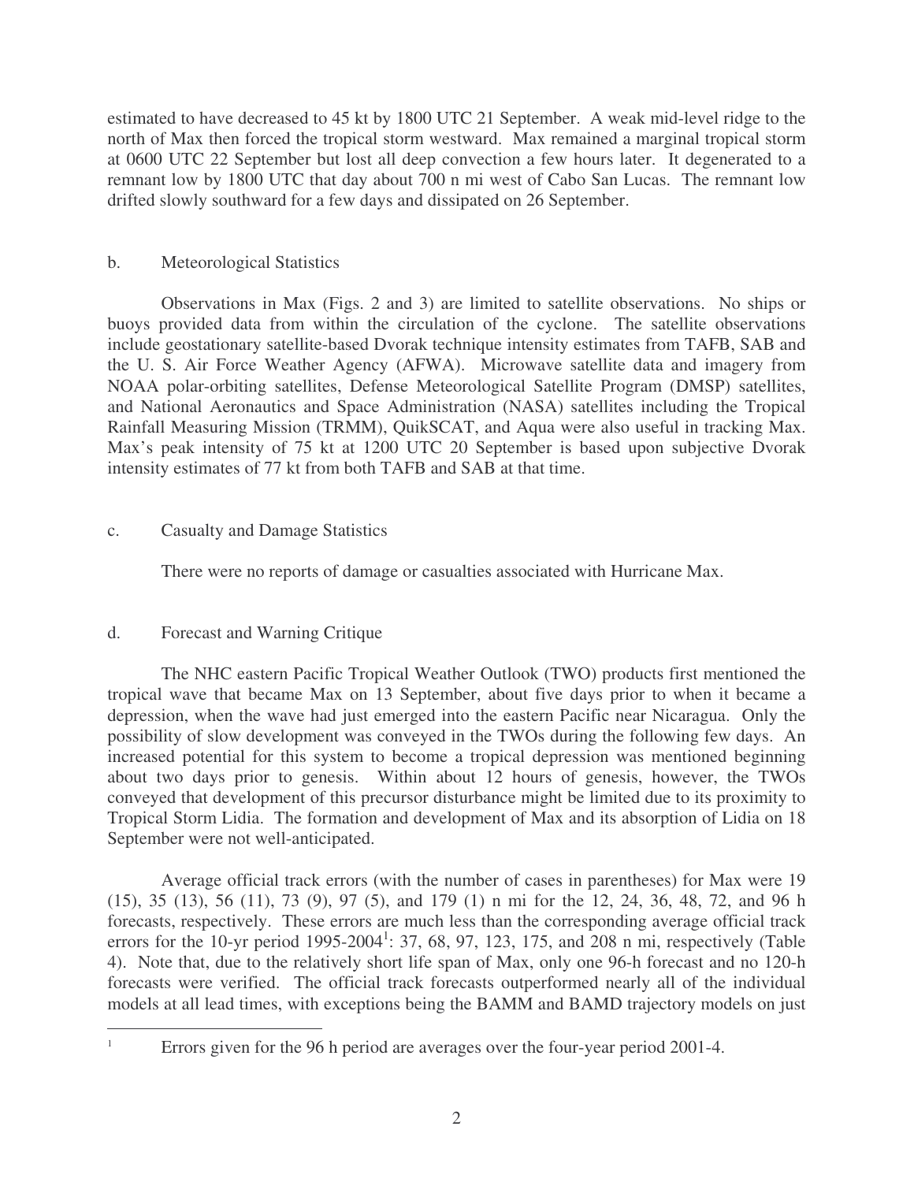estimated to have decreased to 45 kt by 1800 UTC 21 September. A weak mid-level ridge to the north of Max then forced the tropical storm westward. Max remained a marginal tropical storm at 0600 UTC 22 September but lost all deep convection a few hours later. It degenerated to a remnant low by 1800 UTC that day about 700 n mi west of Cabo San Lucas. The remnant low drifted slowly southward for a few days and dissipated on 26 September.

### b. Meteorological Statistics

Observations in Max (Figs. 2 and 3) are limited to satellite observations. No ships or buoys provided data from within the circulation of the cyclone. The satellite observations include geostationary satellite-based Dvorak technique intensity estimates from TAFB, SAB and the U. S. Air Force Weather Agency (AFWA). Microwave satellite data and imagery from NOAA polar-orbiting satellites, Defense Meteorological Satellite Program (DMSP) satellites, and National Aeronautics and Space Administration (NASA) satellites including the Tropical Rainfall Measuring Mission (TRMM), QuikSCAT, and Aqua were also useful in tracking Max. Max's peak intensity of 75 kt at 1200 UTC 20 September is based upon subjective Dvorak intensity estimates of 77 kt from both TAFB and SAB at that time.

### c. Casualty and Damage Statistics

There were no reports of damage or casualties associated with Hurricane Max.

### d. Forecast and Warning Critique

The NHC eastern Pacific Tropical Weather Outlook (TWO) products first mentioned the tropical wave that became Max on 13 September, about five days prior to when it became a depression, when the wave had just emerged into the eastern Pacific near Nicaragua. Only the possibility of slow development was conveyed in the TWOs during the following few days. An increased potential for this system to become a tropical depression was mentioned beginning about two days prior to genesis. Within about 12 hours of genesis, however, the TWOs conveyed that development of this precursor disturbance might be limited due to its proximity to Tropical Storm Lidia. The formation and development of Max and its absorption of Lidia on 18 September were not well-anticipated.

Average official track errors (with the number of cases in parentheses) for Max were 19 (15), 35 (13), 56 (11), 73 (9), 97 (5), and 179 (1) n mi for the 12, 24, 36, 48, 72, and 96 h forecasts, respectively. These errors are much less than the corresponding average official track errors for the 10-yr period 1995-2004[1]: 37, 68, 97, 123, 175, and 208 n mi, respectively (Table 4). Note that, due to the relatively short life span of Max, only one 96-h forecast and no 120-h forecasts were verified. The official track forecasts outperformed nearly all of the individual models at all lead times, with exceptions being the BAMM and BAMD trajectory models on just

[1] Errors given for the 96 h period are averages over the four-year period 2001-4.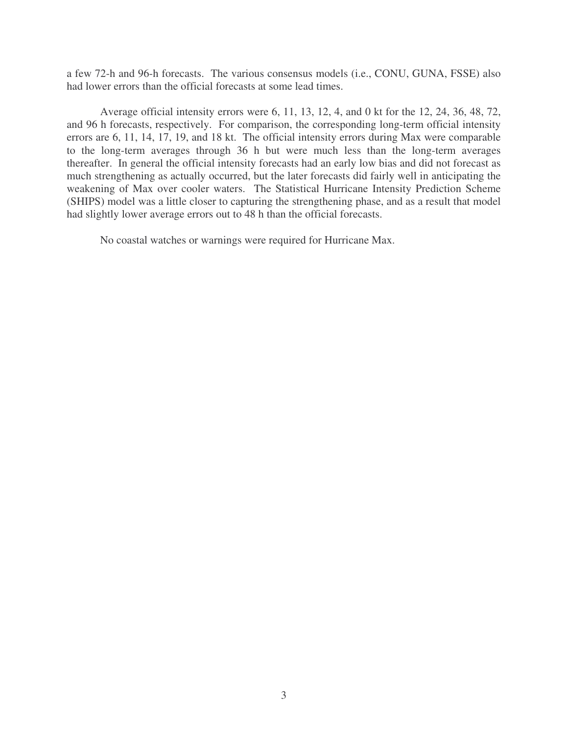a few 72-h and 96-h forecasts. The various consensus models (i.e., CONU, GUNA, FSSE) also had lower errors than the official forecasts at some lead times.

Average official intensity errors were 6, 11, 13, 12, 4, and 0 kt for the 12, 24, 36, 48, 72, and 96 h forecasts, respectively. For comparison, the corresponding long-term official intensity errors are 6, 11, 14, 17, 19, and 18 kt. The official intensity errors during Max were comparable to the long-term averages through 36 h but were much less than the long-term averages thereafter. In general the official intensity forecasts had an early low bias and did not forecast as much strengthening as actually occurred, but the later forecasts did fairly well in anticipating the weakening of Max over cooler waters. The Statistical Hurricane Intensity Prediction Scheme (SHIPS) model was a little closer to capturing the strengthening phase, and as a result that model had slightly lower average errors out to 48 h than the official forecasts.

No coastal watches or warnings were required for Hurricane Max.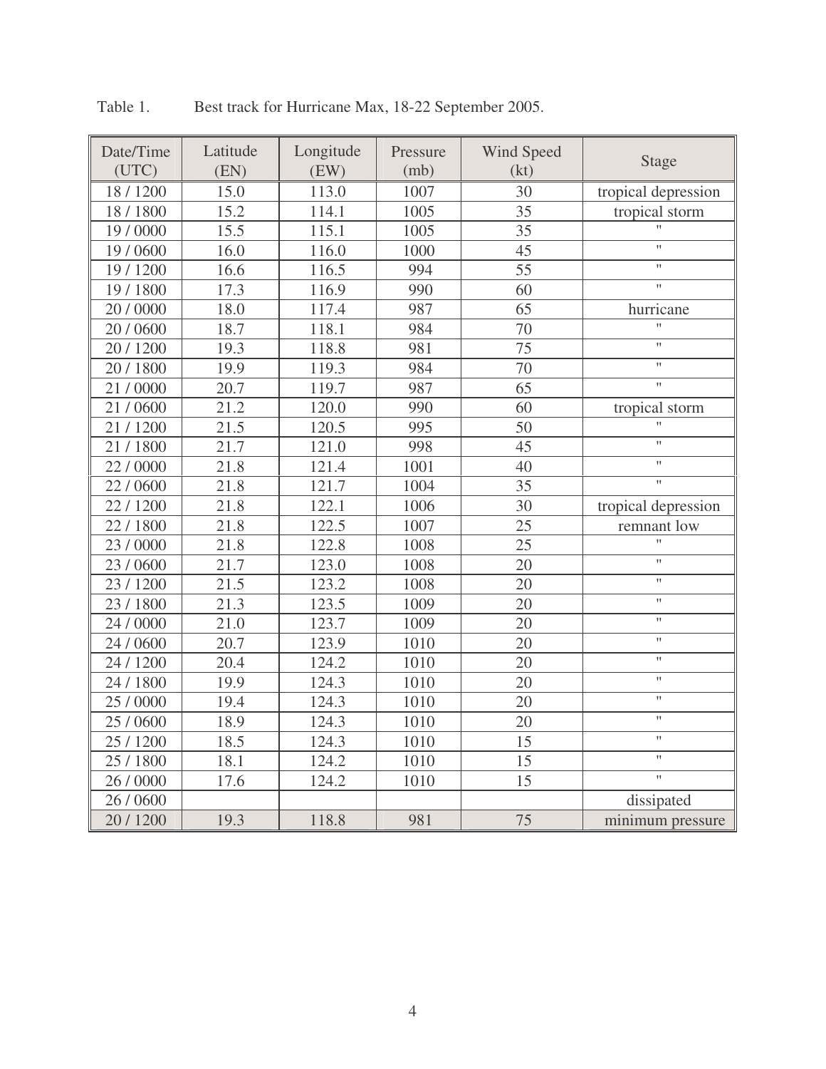Table 1. Best track for Hurricane Max, 18-22 September 2005.

| Date/Time (UTC) | Latitude (EN) | Longitude (EW) | Pressure (mb) | Wind Speed (kt) | Stage |
|---|---|---|---|---|---|
| 18 / 1200 | 15.0 | 113.0 | 1007 | 30 | tropical depression |
| 18 / 1800 | 15.2 | 114.1 | 1005 | 35 | tropical storm |
| 19 / 0000 | 15.5 | 115.1 | 1005 | 35 | " |
| 19 / 0600 | 16.0 | 116.0 | 1000 | 45 | " |
| 19 / 1200 | 16.6 | 116.5 | 994 | 55 | " |
| 19 / 1800 | 17.3 | 116.9 | 990 | 60 | " |
| 20 / 0000 | 18.0 | 117.4 | 987 | 65 | hurricane |
| 20 / 0600 | 18.7 | 118.1 | 984 | 70 | " |
| 20 / 1200 | 19.3 | 118.8 | 981 | 75 | " |
| 20 / 1800 | 19.9 | 119.3 | 984 | 70 | " |
| 21 / 0000 | 20.7 | 119.7 | 987 | 65 | " |
| 21 / 0600 | 21.2 | 120.0 | 990 | 60 | tropical storm |
| 21 / 1200 | 21.5 | 120.5 | 995 | 50 | " |
| 21 / 1800 | 21.7 | 121.0 | 998 | 45 | " |
| 22 / 0000 | 21.8 | 121.4 | 1001 | 40 | " |
| 22 / 0600 | 21.8 | 121.7 | 1004 | 35 | " |
| 22 / 1200 | 21.8 | 122.1 | 1006 | 30 | tropical depression |
| 22 / 1800 | 21.8 | 122.5 | 1007 | 25 | remnant low |
| 23 / 0000 | 21.8 | 122.8 | 1008 | 25 | " |
| 23 / 0600 | 21.7 | 123.0 | 1008 | 20 | " |
| 23 / 1200 | 21.5 | 123.2 | 1008 | 20 | " |
| 23 / 1800 | 21.3 | 123.5 | 1009 | 20 | " |
| 24 / 0000 | 21.0 | 123.7 | 1009 | 20 | " |
| 24 / 0600 | 20.7 | 123.9 | 1010 | 20 | " |
| 24 / 1200 | 20.4 | 124.2 | 1010 | 20 | " |
| 24 / 1800 | 19.9 | 124.3 | 1010 | 20 | " |
| 25 / 0000 | 19.4 | 124.3 | 1010 | 20 | " |
| 25 / 0600 | 18.9 | 124.3 | 1010 | 20 | " |
| 25 / 1200 | 18.5 | 124.3 | 1010 | 15 | " |
| 25 / 1800 | 18.1 | 124.2 | 1010 | 15 | " |
| 26 / 0000 | 17.6 | 124.2 | 1010 | 15 | " |
| 26 / 0600 | | | | | dissipated |
| 20 / 1200 | 19.3 | 118.8 | 981 | 75 | minimum pressure |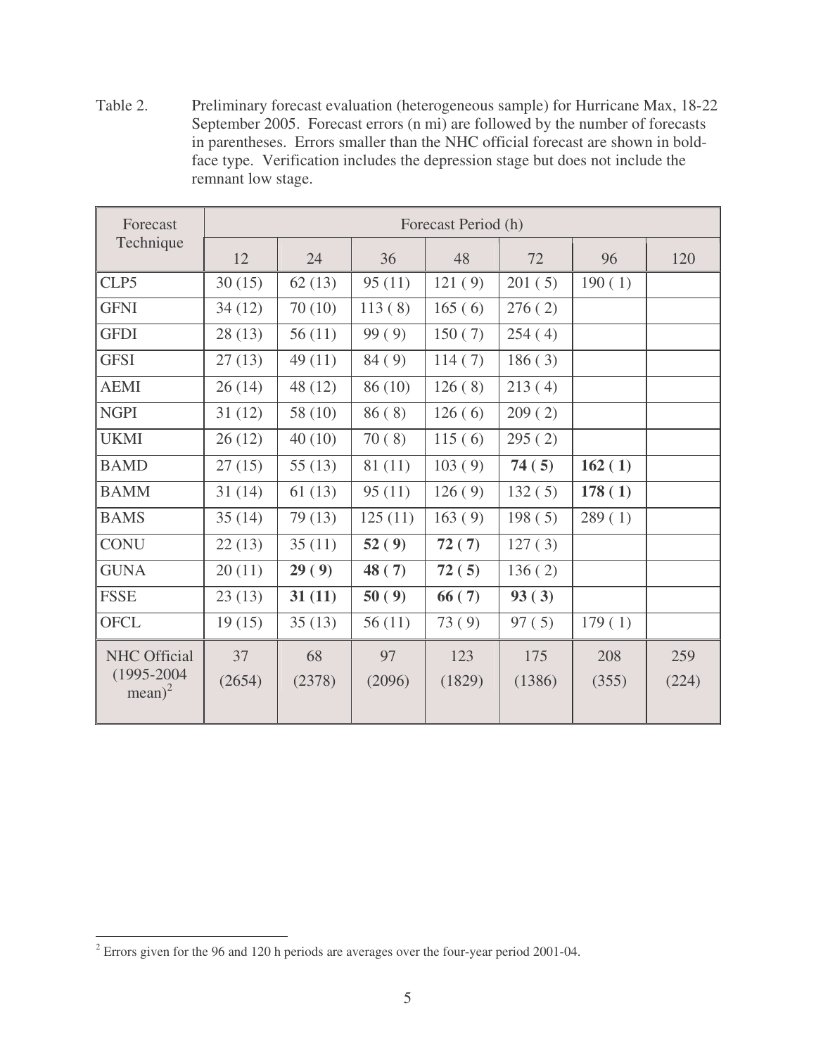Table 2. Preliminary forecast evaluation (heterogeneous sample) for Hurricane Max, 18-22 September 2005. Forecast errors (n mi) are followed by the number of forecasts in parentheses. Errors smaller than the NHC official forecast are shown in bold-face type. Verification includes the depression stage but does not include the remnant low stage.

| Forecast Technique | Forecast Period (h) | | | | | | |
|---|---|---|---|---|---|---|---|
| | 12 | 24 | 36 | 48 | 72 | 96 | 120 |
| CLP5 | 30 (15) | 62 (13) | 95 (11) | 121 ( 9) | 201 ( 5) | 190 ( 1) | |
| GFNI | 34 (12) | 70 (10) | 113 ( 8) | 165 ( 6) | 276 ( 2) | | |
| GFDI | 28 (13) | 56 (11) | 99 ( 9) | 150 ( 7) | 254 ( 4) | | |
| GFSI | 27 (13) | 49 (11) | 84 ( 9) | 114 ( 7) | 186 ( 3) | | |
| AEMI | 26 (14) | 48 (12) | 86 (10) | 126 ( 8) | 213 ( 4) | | |
| NGPI | 31 (12) | 58 (10) | 86 ( 8) | 126 ( 6) | 209 ( 2) | | |
| UKMI | 26 (12) | 40 (10) | 70 ( 8) | 115 ( 6) | 295 ( 2) | | |
| BAMD | 27 (15) | 55 (13) | 81 (11) | 103 ( 9) | **74 ( 5)** | **162 ( 1)** | |
| BAMM | 31 (14) | 61 (13) | 95 (11) | 126 ( 9) | 132 ( 5) | **178 ( 1)** | |
| BAMS | 35 (14) | 79 (13) | 125 (11) | 163 ( 9) | 198 ( 5) | 289 ( 1) | |
| CONU | 22 (13) | 35 (11) | **52 ( 9)** | **72 ( 7)** | 127 ( 3) | | |
| GUNA | 20 (11) | **29 ( 9)** | **48 ( 7)** | **72 ( 5)** | 136 ( 2) | | |
| FSSE | 23 (13) | **31 (11)** | **50 ( 9)** | **66 ( 7)** | **93 ( 3)** | | |
| OFCL | 19 (15) | 35 (13) | 56 (11) | 73 ( 9) | 97 ( 5) | 179 ( 1) | |
| NHC Official (1995-2004 mean)[2] | 37 (2654) | 68 (2378) | 97 (2096) | 123 (1829) | 175 (1386) | 208 (355) | 259 (224) |

[2] Errors given for the 96 and 120 h periods are averages over the four-year period 2001-04.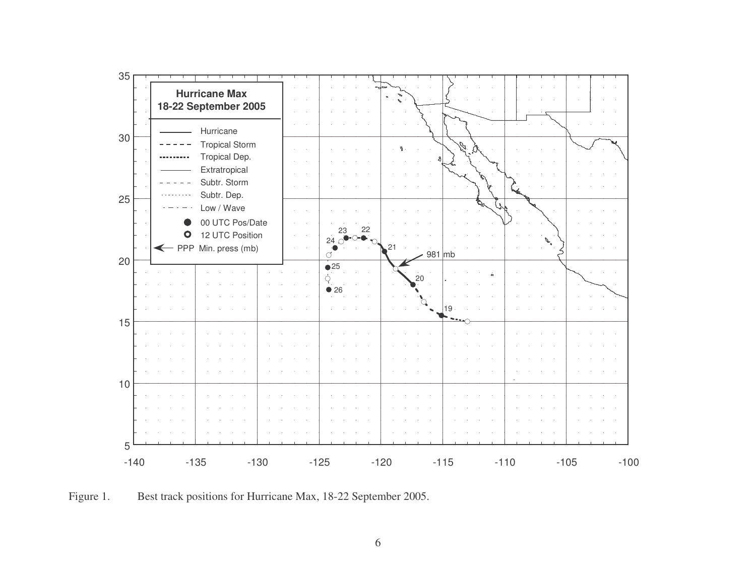Figure 1. Best track positions for Hurricane Max, 18-22 September 2005.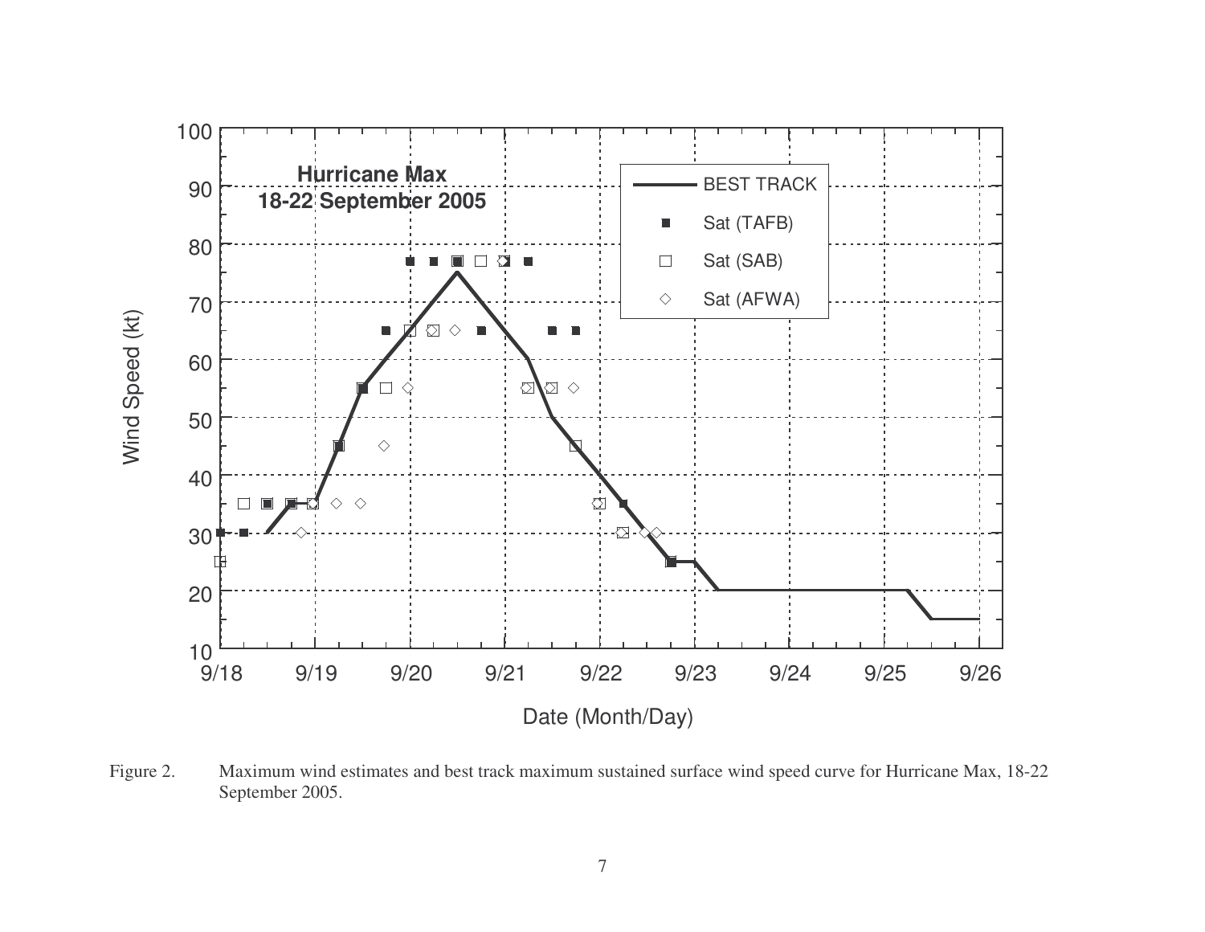Figure 2. Maximum wind estimates and best track maximum sustained surface wind speed curve for Hurricane Max, 18-22 September 2005.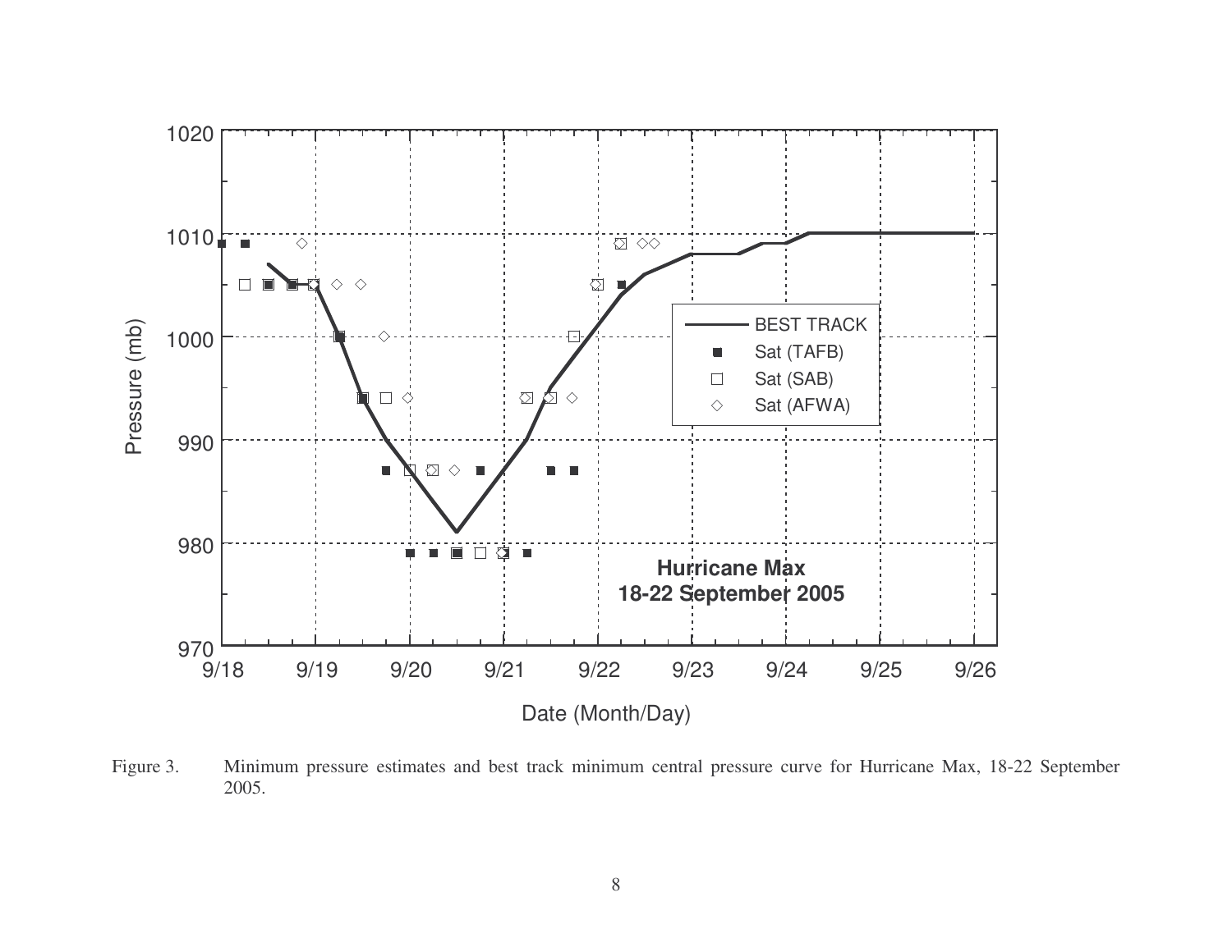1020

1010

1000

990

980

970

Pressure (mb)

9/18 9/19 9/20 9/21 9/22 9/23 9/24 9/25 9/26

Date (Month/Day)

BEST TRACK

Sat (TAFB)

Sat (SAB)

Sat (AFWA)

**Hurricane Max**
**18-22 September 2005**

Figure 3. Minimum pressure estimates and best track minimum central pressure curve for Hurricane Max, 18-22 September 2005.